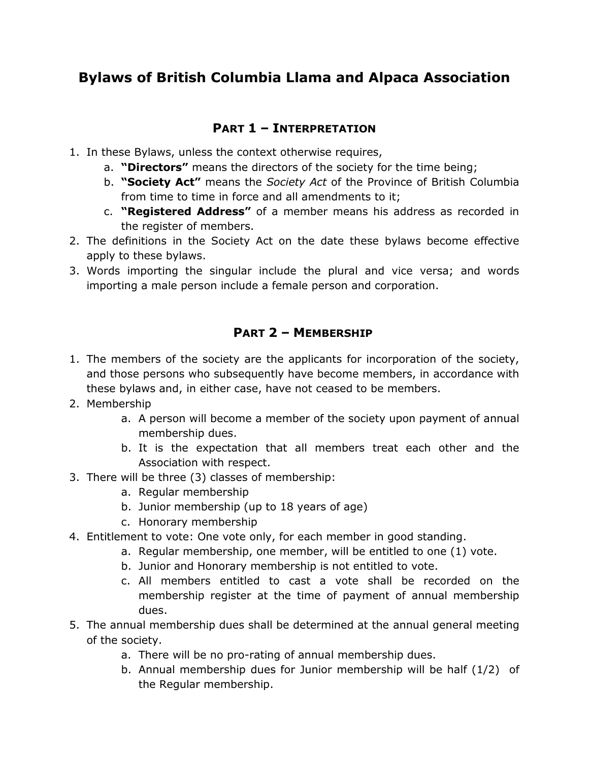# Bylaws of British Columbia Llama and Alpaca Association

## Part 1 – Interpretation

1. In these Bylaws, unless the context otherwise requires,
   a. **"Directors"** means the directors of the society for the time being;
   b. **"Society Act"** means the *Society Act* of the Province of British Columbia from time to time in force and all amendments to it;
   c. **"Registered Address"** of a member means his address as recorded in the register of members.
2. The definitions in the Society Act on the date these bylaws become effective apply to these bylaws.
3. Words importing the singular include the plural and vice versa; and words importing a male person include a female person and corporation.

## Part 2 – Membership

1. The members of the society are the applicants for incorporation of the society, and those persons who subsequently have become members, in accordance with these bylaws and, in either case, have not ceased to be members.
2. Membership
   a. A person will become a member of the society upon payment of annual membership dues.
   b. It is the expectation that all members treat each other and the Association with respect.
3. There will be three (3) classes of membership:
   a. Regular membership
   b. Junior membership (up to 18 years of age)
   c. Honorary membership
4. Entitlement to vote: One vote only, for each member in good standing.
   a. Regular membership, one member, will be entitled to one (1) vote.
   b. Junior and Honorary membership is not entitled to vote.
   c. All members entitled to cast a vote shall be recorded on the membership register at the time of payment of annual membership dues.
5. The annual membership dues shall be determined at the annual general meeting of the society.
   a. There will be no pro-rating of annual membership dues.
   b. Annual membership dues for Junior membership will be half (1/2) of the Regular membership.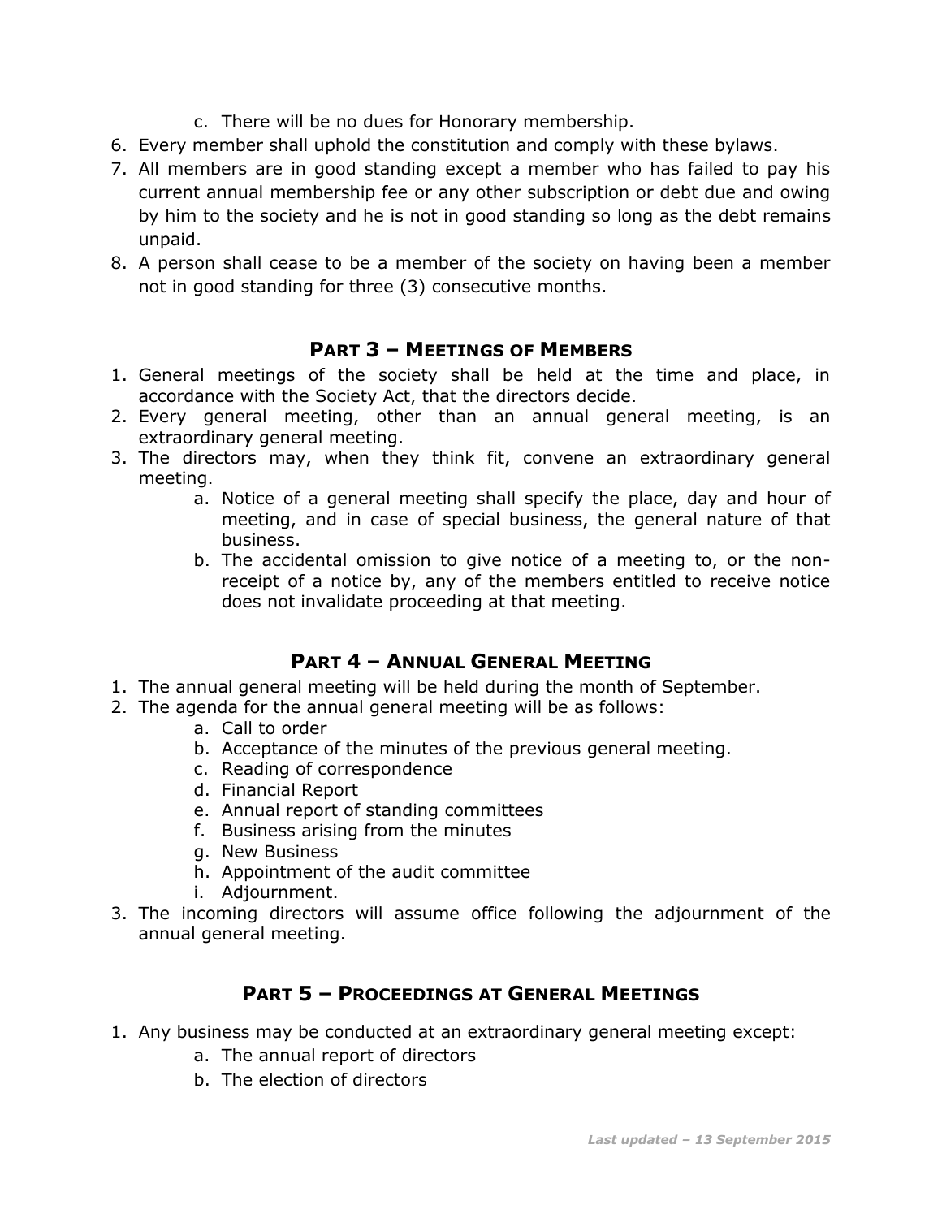c. There will be no dues for Honorary membership.
6. Every member shall uphold the constitution and comply with these bylaws.
7. All members are in good standing except a member who has failed to pay his current annual membership fee or any other subscription or debt due and owing by him to the society and he is not in good standing so long as the debt remains unpaid.
8. A person shall cease to be a member of the society on having been a member not in good standing for three (3) consecutive months.

## PART 3 – MEETINGS OF MEMBERS

1. General meetings of the society shall be held at the time and place, in accordance with the Society Act, that the directors decide.
2. Every general meeting, other than an annual general meeting, is an extraordinary general meeting.
3. The directors may, when they think fit, convene an extraordinary general meeting.
   a. Notice of a general meeting shall specify the place, day and hour of meeting, and in case of special business, the general nature of that business.
   b. The accidental omission to give notice of a meeting to, or the non-receipt of a notice by, any of the members entitled to receive notice does not invalidate proceeding at that meeting.

## PART 4 – ANNUAL GENERAL MEETING

1. The annual general meeting will be held during the month of September.
2. The agenda for the annual general meeting will be as follows:
   a. Call to order
   b. Acceptance of the minutes of the previous general meeting.
   c. Reading of correspondence
   d. Financial Report
   e. Annual report of standing committees
   f. Business arising from the minutes
   g. New Business
   h. Appointment of the audit committee
   i. Adjournment.
3. The incoming directors will assume office following the adjournment of the annual general meeting.

## PART 5 – PROCEEDINGS AT GENERAL MEETINGS

1. Any business may be conducted at an extraordinary general meeting except:
   a. The annual report of directors
   b. The election of directors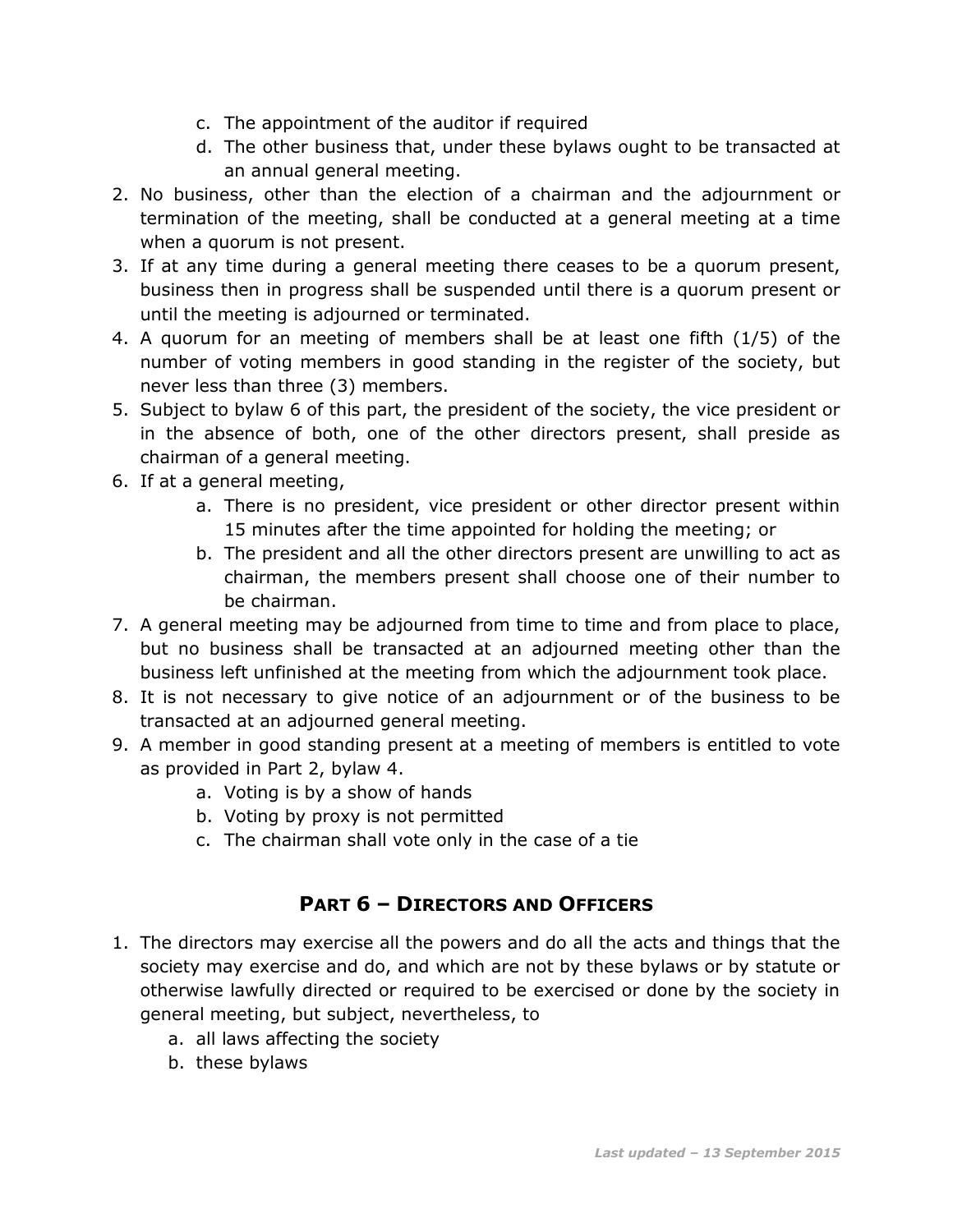c. The appointment of the auditor if required
   d. The other business that, under these bylaws ought to be transacted at an annual general meeting.
2. No business, other than the election of a chairman and the adjournment or termination of the meeting, shall be conducted at a general meeting at a time when a quorum is not present.
3. If at any time during a general meeting there ceases to be a quorum present, business then in progress shall be suspended until there is a quorum present or until the meeting is adjourned or terminated.
4. A quorum for an meeting of members shall be at least one fifth (1/5) of the number of voting members in good standing in the register of the society, but never less than three (3) members.
5. Subject to bylaw 6 of this part, the president of the society, the vice president or in the absence of both, one of the other directors present, shall preside as chairman of a general meeting.
6. If at a general meeting,
   a. There is no president, vice president or other director present within 15 minutes after the time appointed for holding the meeting; or
   b. The president and all the other directors present are unwilling to act as chairman, the members present shall choose one of their number to be chairman.
7. A general meeting may be adjourned from time to time and from place to place, but no business shall be transacted at an adjourned meeting other than the business left unfinished at the meeting from which the adjournment took place.
8. It is not necessary to give notice of an adjournment or of the business to be transacted at an adjourned general meeting.
9. A member in good standing present at a meeting of members is entitled to vote as provided in Part 2, bylaw 4.
   a. Voting is by a show of hands
   b. Voting by proxy is not permitted
   c. The chairman shall vote only in the case of a tie

## PART 6 – DIRECTORS AND OFFICERS

1. The directors may exercise all the powers and do all the acts and things that the society may exercise and do, and which are not by these bylaws or by statute or otherwise lawfully directed or required to be exercised or done by the society in general meeting, but subject, nevertheless, to
   a. all laws affecting the society
   b. these bylaws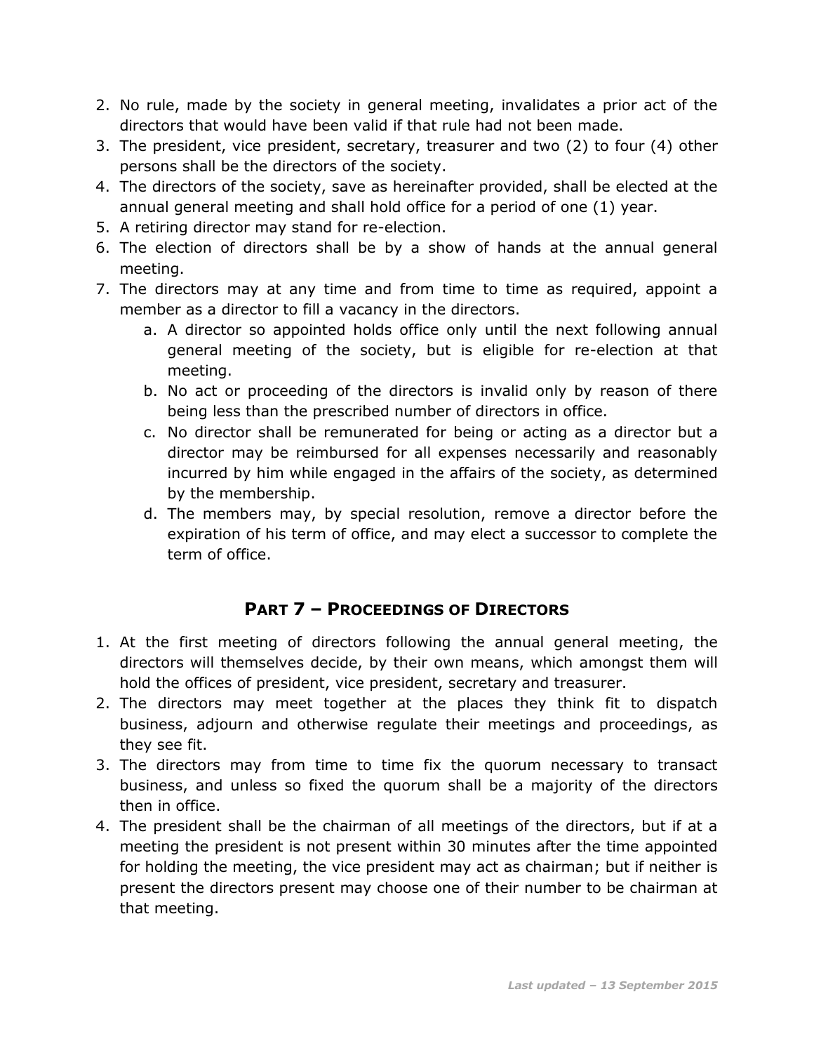2. No rule, made by the society in general meeting, invalidates a prior act of the directors that would have been valid if that rule had not been made.
3. The president, vice president, secretary, treasurer and two (2) to four (4) other persons shall be the directors of the society.
4. The directors of the society, save as hereinafter provided, shall be elected at the annual general meeting and shall hold office for a period of one (1) year.
5. A retiring director may stand for re-election.
6. The election of directors shall be by a show of hands at the annual general meeting.
7. The directors may at any time and from time to time as required, appoint a member as a director to fill a vacancy in the directors.
    a. A director so appointed holds office only until the next following annual general meeting of the society, but is eligible for re-election at that meeting.
    b. No act or proceeding of the directors is invalid only by reason of there being less than the prescribed number of directors in office.
    c. No director shall be remunerated for being or acting as a director but a director may be reimbursed for all expenses necessarily and reasonably incurred by him while engaged in the affairs of the society, as determined by the membership.
    d. The members may, by special resolution, remove a director before the expiration of his term of office, and may elect a successor to complete the term of office.

## PART 7 – PROCEEDINGS OF DIRECTORS

1. At the first meeting of directors following the annual general meeting, the directors will themselves decide, by their own means, which amongst them will hold the offices of president, vice president, secretary and treasurer.
2. The directors may meet together at the places they think fit to dispatch business, adjourn and otherwise regulate their meetings and proceedings, as they see fit.
3. The directors may from time to time fix the quorum necessary to transact business, and unless so fixed the quorum shall be a majority of the directors then in office.
4. The president shall be the chairman of all meetings of the directors, but if at a meeting the president is not present within 30 minutes after the time appointed for holding the meeting, the vice president may act as chairman; but if neither is present the directors present may choose one of their number to be chairman at that meeting.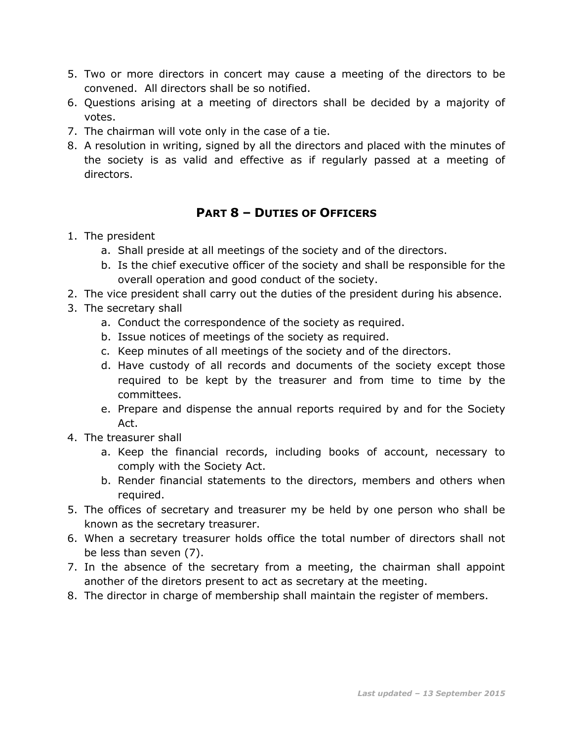5. Two or more directors in concert may cause a meeting of the directors to be convened. All directors shall be so notified.
6. Questions arising at a meeting of directors shall be decided by a majority of votes.
7. The chairman will vote only in the case of a tie.
8. A resolution in writing, signed by all the directors and placed with the minutes of the society is as valid and effective as if regularly passed at a meeting of directors.

## PART 8 – DUTIES OF OFFICERS

1. The president
   a. Shall preside at all meetings of the society and of the directors.
   b. Is the chief executive officer of the society and shall be responsible for the overall operation and good conduct of the society.
2. The vice president shall carry out the duties of the president during his absence.
3. The secretary shall
   a. Conduct the correspondence of the society as required.
   b. Issue notices of meetings of the society as required.
   c. Keep minutes of all meetings of the society and of the directors.
   d. Have custody of all records and documents of the society except those required to be kept by the treasurer and from time to time by the committees.
   e. Prepare and dispense the annual reports required by and for the Society Act.
4. The treasurer shall
   a. Keep the financial records, including books of account, necessary to comply with the Society Act.
   b. Render financial statements to the directors, members and others when required.
5. The offices of secretary and treasurer my be held by one person who shall be known as the secretary treasurer.
6. When a secretary treasurer holds office the total number of directors shall not be less than seven (7).
7. In the absence of the secretary from a meeting, the chairman shall appoint another of the diretors present to act as secretary at the meeting.
8. The director in charge of membership shall maintain the register of members.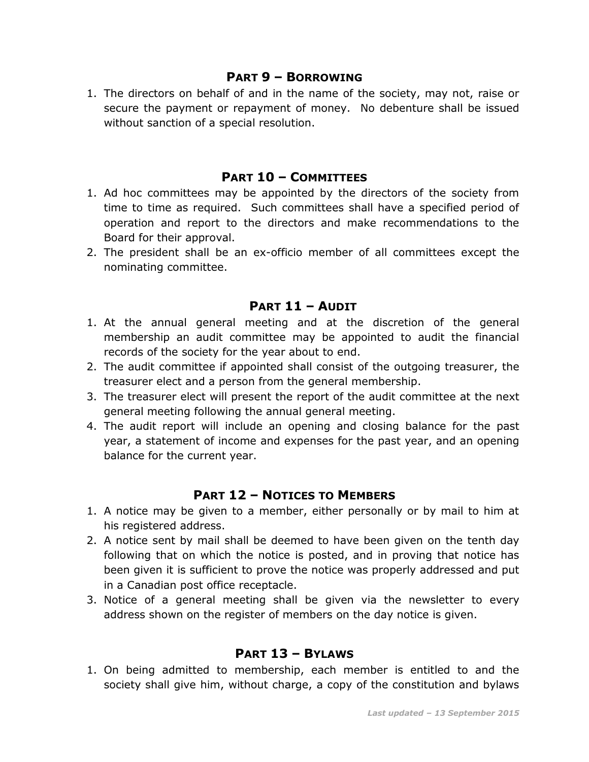## Part 9 – Borrowing

1. The directors on behalf of and in the name of the society, may not, raise or secure the payment or repayment of money. No debenture shall be issued without sanction of a special resolution.

## Part 10 – Committees

1. Ad hoc committees may be appointed by the directors of the society from time to time as required. Such committees shall have a specified period of operation and report to the directors and make recommendations to the Board for their approval.
2. The president shall be an ex-officio member of all committees except the nominating committee.

## Part 11 – Audit

1. At the annual general meeting and at the discretion of the general membership an audit committee may be appointed to audit the financial records of the society for the year about to end.
2. The audit committee if appointed shall consist of the outgoing treasurer, the treasurer elect and a person from the general membership.
3. The treasurer elect will present the report of the audit committee at the next general meeting following the annual general meeting.
4. The audit report will include an opening and closing balance for the past year, a statement of income and expenses for the past year, and an opening balance for the current year.

## Part 12 – Notices to Members

1. A notice may be given to a member, either personally or by mail to him at his registered address.
2. A notice sent by mail shall be deemed to have been given on the tenth day following that on which the notice is posted, and in proving that notice has been given it is sufficient to prove the notice was properly addressed and put in a Canadian post office receptacle.
3. Notice of a general meeting shall be given via the newsletter to every address shown on the register of members on the day notice is given.

## Part 13 – Bylaws

1. On being admitted to membership, each member is entitled to and the society shall give him, without charge, a copy of the constitution and bylaws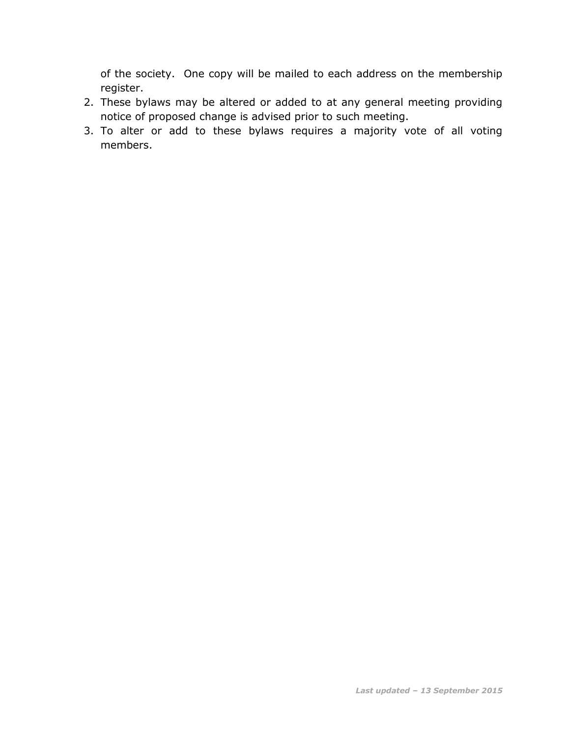of the society. One copy will be mailed to each address on the membership register.

2. These bylaws may be altered or added to at any general meeting providing notice of proposed change is advised prior to such meeting.
3. To alter or add to these bylaws requires a majority vote of all voting members.

*Last updated – 13 September 2015*